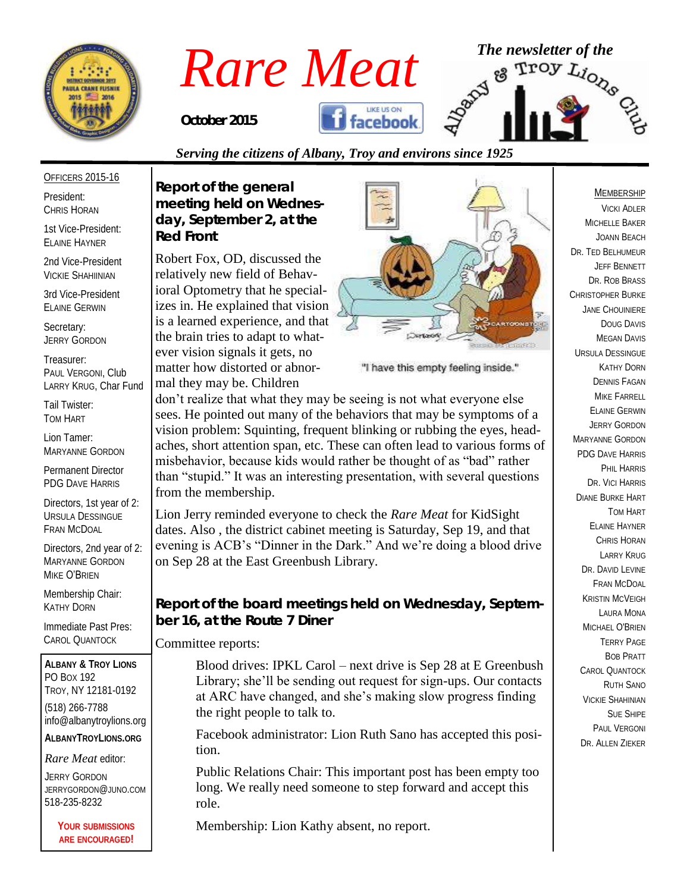# Rare Meat

**October 2015**

*The newsletter of the Albany & Troy Lions Club*

*Serving the citizens of Albany, Troy and environs since 1925*

## Report of the general meeting held on Wednesday, September 2, at the Red Front

Robert Fox, OD, discussed the relatively new field of Behavioral Optometry that he specializes in. He explained that vision is a learned experience, and that the brain tries to adapt to whatever vision signals it gets, no matter how distorted or abnormal they may be. Children don't realize that what they may be seeing is not what everyone else sees. He pointed out many of the behaviors that may be symptoms of a vision problem: Squinting, frequent blinking or rubbing the eyes, headaches, short attention span, etc. These can often lead to various forms of misbehavior, because kids would rather be thought of as "bad" rather than "stupid." It was an interesting presentation, with several questions from the membership.

"I have this empty feeling inside."

Lion Jerry reminded everyone to check the *Rare Meat* for KidSight dates. Also , the district cabinet meeting is Saturday, Sep 19, and that evening is ACB's "Dinner in the Dark." And we're doing a blood drive on Sep 28 at the East Greenbush Library.

## Report of the board meetings held on Wednesday, September 16, at the Route 7 Diner

Committee reports:

> Blood drives: IPKL Carol – next drive is Sep 28 at E Greenbush Library; she'll be sending out request for sign-ups. Our contacts at ARC have changed, and she's making slow progress finding the right people to talk to.
>
> Facebook administrator: Lion Ruth Sano has accepted this position.
>
> Public Relations Chair: This important post has been empty too long. We really need someone to step forward and accept this role.
>
> Membership: Lion Kathy absent, no report.

---

**Officers 2015-16**

President: Chris Horan

1st Vice-President: Elaine Hayner

2nd Vice-President: Vickie Shahinian

3rd Vice-President: Elaine Gerwin

Secretary: Jerry Gordon

Treasurer: Paul Vergoni, Club; Larry Krug, Char Fund

Tail Twister: Tom Hart

Lion Tamer: Maryanne Gordon

Permanent Director: PDG Dave Harris

Directors, 1st year of 2: Ursula Dessingue, Fran McDoal

Directors, 2nd year of 2: Maryanne Gordon, Mike O'Brien

Membership Chair: Kathy Dorn

Immediate Past Pres: Carol Quantock

**Albany & Troy Lions**
PO Box 192
Troy, NY 12181-0192
(518) 266-7788
info@albanytroylions.org

**AlbanyTroyLions.org**

*Rare Meat* editor:
Jerry Gordon
jerrygordon@juno.com
518-235-8232

**Your submissions are encouraged!**

---

**Membership**

Vicki Adler
Michelle Baker
Joann Beach
Dr. Ted Belhumeur
Jeff Bennett
Dr. Rob Brass
Christopher Burke
Jane Chouiniere
Doug Davis
Megan Davis
Ursula Dessingue
Kathy Dorn
Dennis Fagan
Mike Farrell
Elaine Gerwin
Jerry Gordon
Maryanne Gordon
PDG Dave Harris
Phil Harris
Dr. Vici Harris
Diane Burke Hart
Tom Hart
Elaine Hayner
Chris Horan
Larry Krug
Dr. David Levine
Fran McDoal
Kristin McVeigh
Laura Mona
Michael O'Brien
Terry Page
Bob Pratt
Carol Quantock
Ruth Sano
Vickie Shahinian
Sue Shipe
Paul Vergoni
Dr. Allen Zieker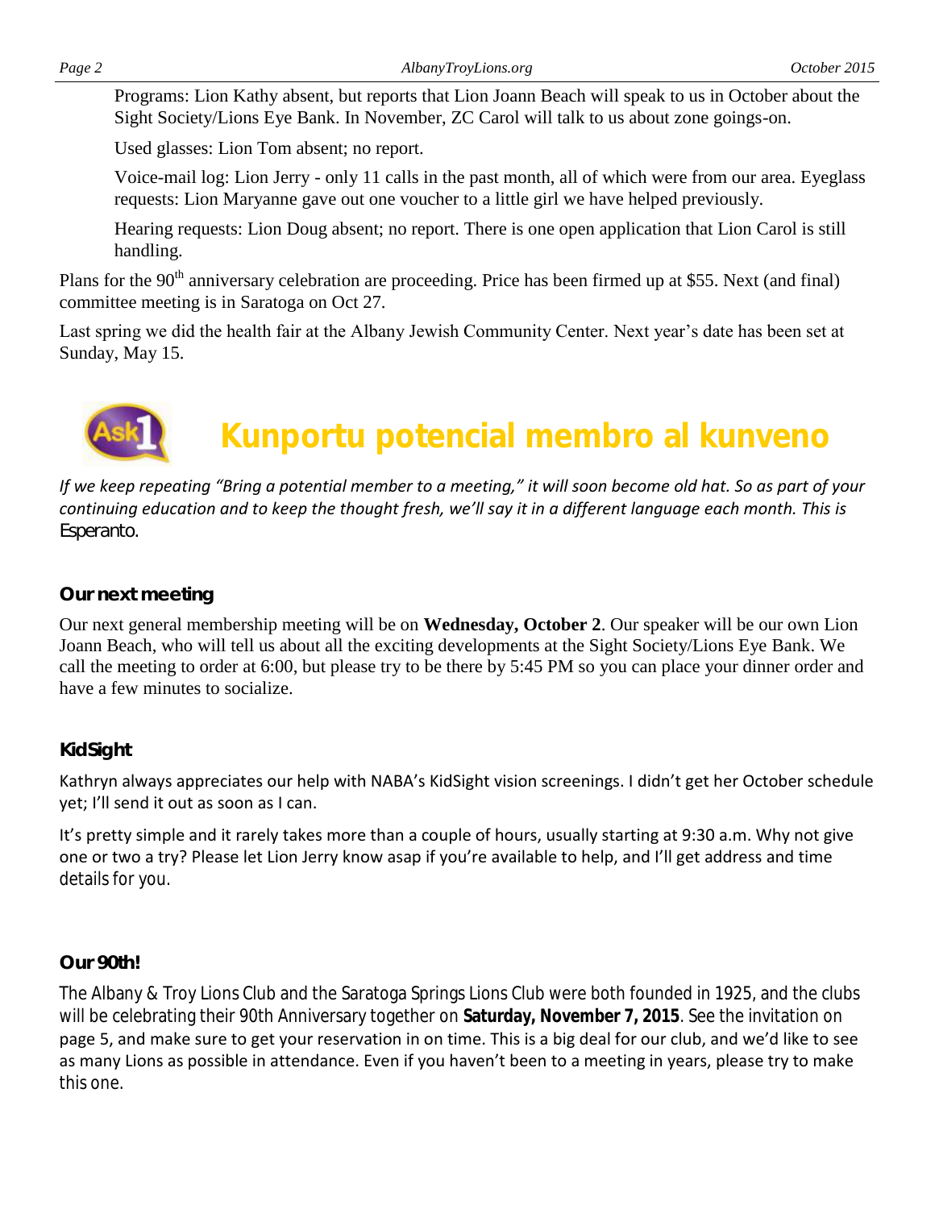Programs: Lion Kathy absent, but reports that Lion Joann Beach will speak to us in October about the Sight Society/Lions Eye Bank. In November, ZC Carol will talk to us about zone goings-on.

Used glasses: Lion Tom absent; no report.

Voice-mail log: Lion Jerry - only 11 calls in the past month, all of which were from our area. Eyeglass requests: Lion Maryanne gave out one voucher to a little girl we have helped previously.

Hearing requests: Lion Doug absent; no report. There is one open application that Lion Carol is still handling.

Plans for the 90th anniversary celebration are proceeding. Price has been firmed up at $55. Next (and final) committee meeting is in Saratoga on Oct 27.

Last spring we did the health fair at the Albany Jewish Community Center. Next year's date has been set at Sunday, May 15.

# Kunportu potencial membro al kunveno

*If we keep repeating "Bring a potential member to a meeting," it will soon become old hat. So as part of your continuing education and to keep the thought fresh, we'll say it in a different language each month. This is* Esperanto.

### Our next meeting

Our next general membership meeting will be on **Wednesday, October 2**. Our speaker will be our own Lion Joann Beach, who will tell us about all the exciting developments at the Sight Society/Lions Eye Bank. We call the meeting to order at 6:00, but please try to be there by 5:45 PM so you can place your dinner order and have a few minutes to socialize.

### KidSight

Kathryn always appreciates our help with NABA's KidSight vision screenings. I didn't get her October schedule yet; I'll send it out as soon as I can.

It's pretty simple and it rarely takes more than a couple of hours, usually starting at 9:30 a.m. Why not give one or two a try? Please let Lion Jerry know asap if you're available to help, and I'll get address and time details for you.

### Our 90th!

The Albany & Troy Lions Club and the Saratoga Springs Lions Club were both founded in 1925, and the clubs will be celebrating their 90th Anniversary together on **Saturday, November 7, 2015**. See the invitation on page 5, and make sure to get your reservation in on time. This is a big deal for our club, and we'd like to see as many Lions as possible in attendance. Even if you haven't been to a meeting in years, please try to make this one.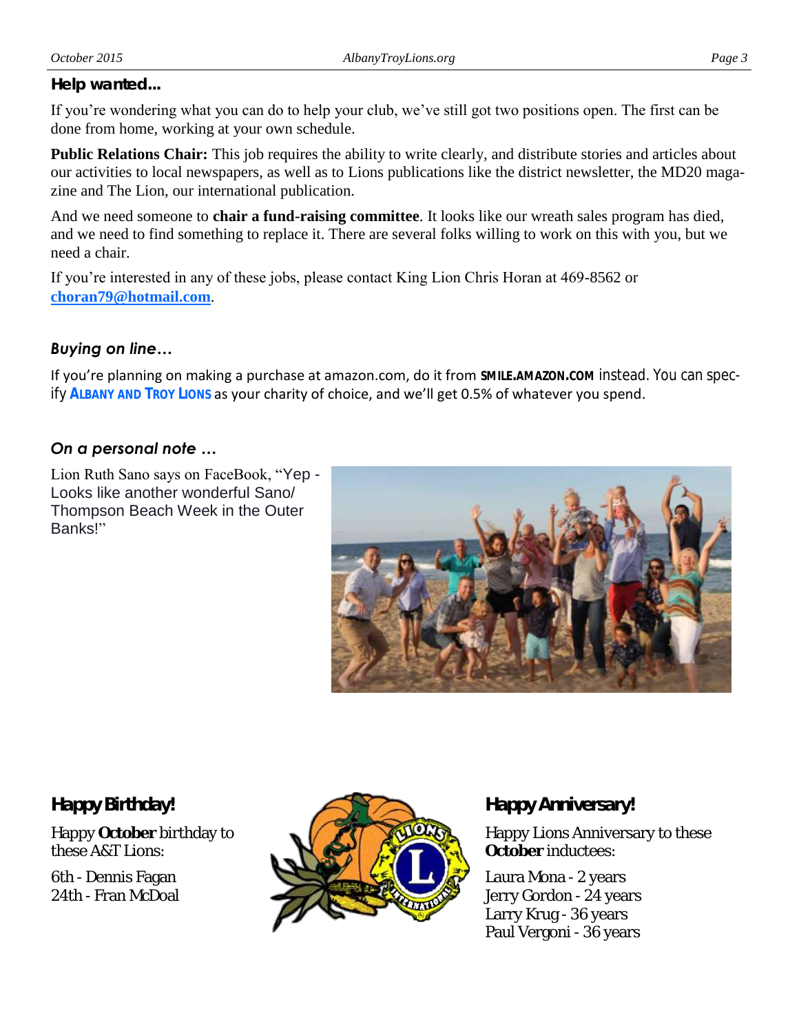### Help wanted...

If you're wondering what you can do to help your club, we've still got two positions open. The first can be done from home, working at your own schedule.

**Public Relations Chair:** This job requires the ability to write clearly, and distribute stories and articles about our activities to local newspapers, as well as to Lions publications like the district newsletter, the MD20 magazine and The Lion, our international publication.

And we need someone to **chair a fund-raising committee**. It looks like our wreath sales program has died, and we need to find something to replace it. There are several folks willing to work on this with you, but we need a chair.

If you're interested in any of these jobs, please contact King Lion Chris Horan at 469-8562 or **choran79@hotmail.com**.

### *Buying on line…*

If you're planning on making a purchase at amazon.com, do it from **SMILE.AMAZON.COM** instead. You can specify **ALBANY AND TROY LIONS** as your charity of choice, and we'll get 0.5% of whatever you spend.

### *On a personal note …*

Lion Ruth Sano says on FaceBook, "Yep - Looks like another wonderful Sano/ Thompson Beach Week in the Outer Banks!"

### Happy Birthday!

Happy **October** birthday to these A&T Lions:

6th - Dennis Fagan
24th - Fran McDoal

### Happy Anniversary!

Happy Lions Anniversary to these **October** inductees:

Laura Mona - 2 years
Jerry Gordon - 24 years
Larry Krug - 36 years
Paul Vergoni - 36 years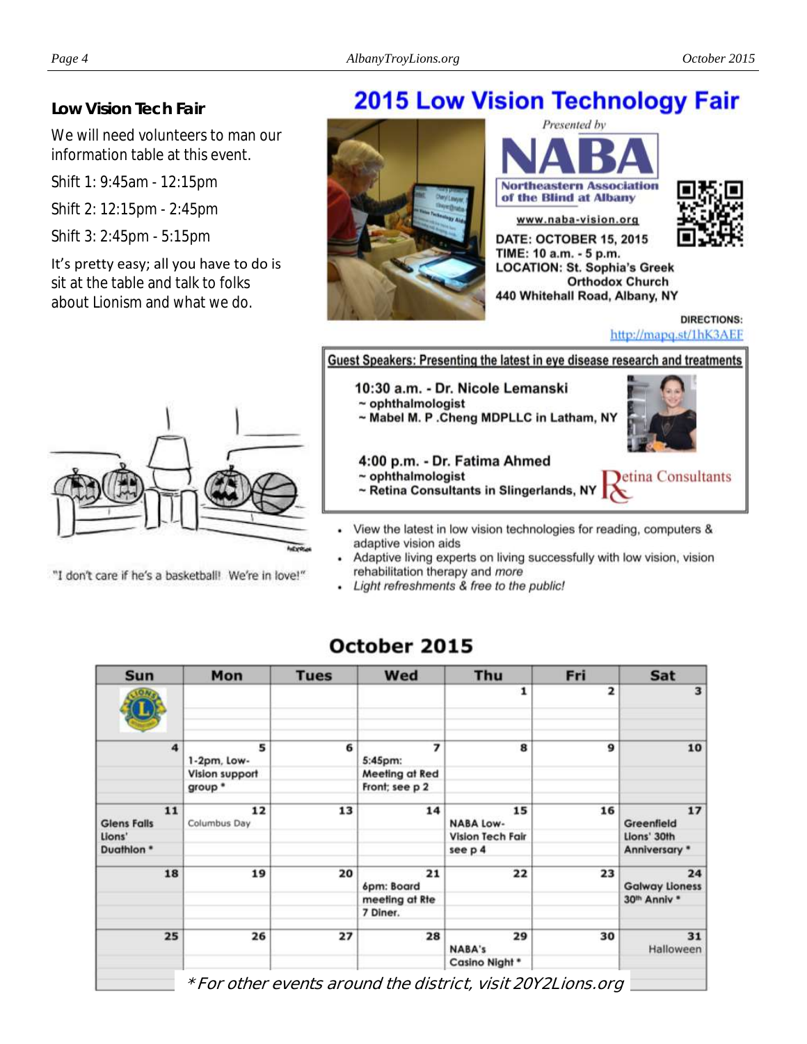### Low Vision Tech Fair

We will need volunteers to man our information table at this event.

Shift 1: 9:45am - 12:15pm

Shift 2: 12:15pm - 2:45pm

Shift 3: 2:45pm - 5:15pm

It's pretty easy; all you have to do is sit at the table and talk to folks about Lionism and what we do.

"I don't care if he's a basketball! We're in love!"

## 2015 Low Vision Technology Fair

*Presented by*

**NABA**

**Northeastern Association of the Blind at Albany**

**www.naba-vision.org**

**DATE: OCTOBER 15, 2015**
**TIME: 10 a.m. - 5 p.m.**
**LOCATION: St. Sophia's Greek Orthodox Church**
**440 Whitehall Road, Albany, NY**

**DIRECTIONS:** http://mapq.st/1hK3AEF

**Guest Speakers: Presenting the latest in eye disease research and treatments**

**10:30 a.m. - Dr. Nicole Lemanski**
**~ ophthalmologist**
**~ Mabel M. P .Cheng MDPLLC in Latham, NY**

**4:00 p.m. - Dr. Fatima Ahmed**
**~ ophthalmologist**
**~ Retina Consultants in Slingerlands, NY**

Retina Consultants

- View the latest in low vision technologies for reading, computers & adaptive vision aids
- Adaptive living experts on living successfully with low vision, vision rehabilitation therapy and *more*
- *Light refreshments & free to the public!*

## October 2015

| Sun | Mon | Tues | Wed | Thu | Fri | Sat |
|---|---|---|---|---|---|---|
| | | | | 1 | 2 | 3 |
| 4 | 5 1-2pm, Low-Vision support group * | 6 | 7 5:45pm: Meeting at Red Front; see p 2 | 8 | 9 | 10 |
| 11 Glens Falls Lions' Duathlon * | 12 Columbus Day | 13 | 14 | 15 NABA Low-Vision Tech Fair see p 4 | 16 | 17 Greenfield Lions' 30th Anniversary * |
| 18 | 19 | 20 | 21 6pm: Board meeting at Rte 7 Diner. | 22 | 23 | 24 Galway Lioness 30th Anniv * |
| 25 | 26 | 27 | 28 | 29 NABA's Casino Night * | 30 | 31 Halloween |

*\*For other events around the district, visit 20Y2Lions.org*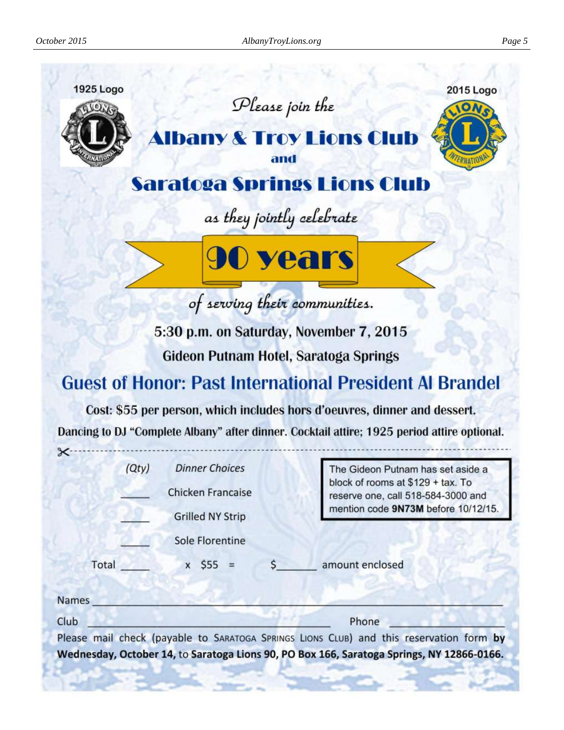1925 Logo

2015 Logo

*Please join the*

# Albany & Troy Lions Club

**and**

# Saratoga Springs Lions Club

*as they jointly celebrate*

# 90 years

*of serving their communities.*

**5:30 p.m. on Saturday, November 7, 2015**

**Gideon Putnam Hotel, Saratoga Springs**

## Guest of Honor: Past International President Al Brandel

**Cost: $55 per person, which includes hors d'oeuvres, dinner and dessert.**

**Dancing to DJ "Complete Albany" after dinner. Cocktail attire; 1925 period attire optional.**

---

| *(Qty)* | *Dinner Choices* |
|---|---|
| _____ | Chicken Francaise |
| _____ | Grilled NY Strip |
| _____ | Sole Florentine |

> The Gideon Putnam has set aside a block of rooms at $129 + tax. To reserve one, call 518-584-3000 and mention code **9N73M** before 10/12/15.

Total _____ x $55 = $______ amount enclosed

Names ______________________________________________

Club ______________________________ Phone ______________

Please mail check (payable to SARATOGA SPRINGS LIONS CLUB) and this reservation form **by Wednesday, October 14,** to **Saratoga Lions 90, PO Box 166, Saratoga Springs, NY 12866-0166.**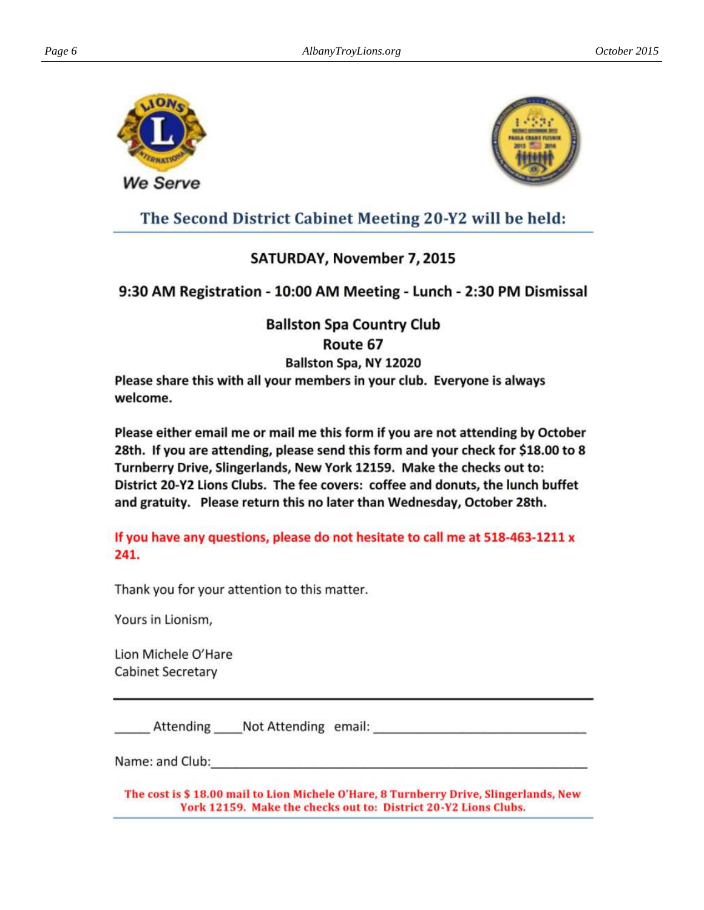We Serve

## The Second District Cabinet Meeting 20-Y2 will be held:

**SATURDAY, November 7, 2015**

**9:30 AM Registration - 10:00 AM Meeting - Lunch - 2:30 PM Dismissal**

**Ballston Spa Country Club**
**Route 67**
**Ballston Spa, NY 12020**

**Please share this with all your members in your club. Everyone is always welcome.**

**Please either email me or mail me this form if you are not attending by October 28th. If you are attending, please send this form and your check for $18.00 to 8 Turnberry Drive, Slingerlands, New York 12159. Make the checks out to: District 20-Y2 Lions Clubs. The fee covers: coffee and donuts, the lunch buffet and gratuity. Please return this no later than Wednesday, October 28th.**

**If you have any questions, please do not hesitate to call me at 518-463-1211 x 241.**

Thank you for your attention to this matter.

Yours in Lionism,

Lion Michele O'Hare
Cabinet Secretary

---

_____ Attending ____Not Attending email: ______________________________

Name: and Club:_____________________________________________________

**The cost is $ 18.00 mail to Lion Michele O'Hare, 8 Turnberry Drive, Slingerlands, New York 12159. Make the checks out to: District 20-Y2 Lions Clubs.**